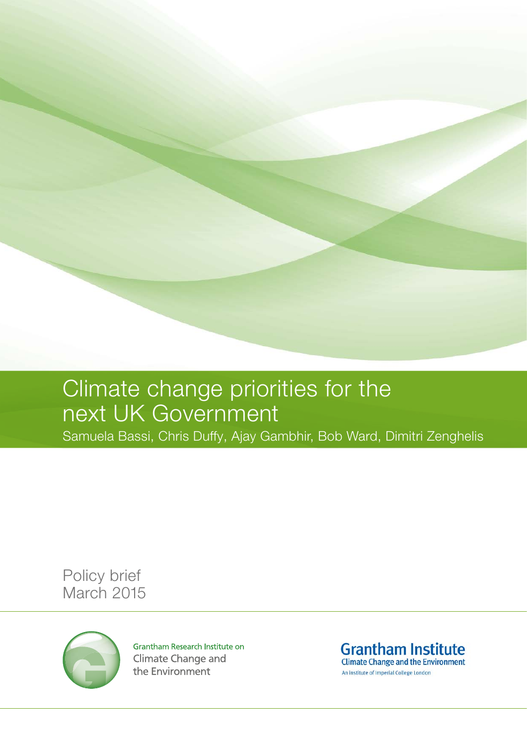# Climate change priorities for the next UK Government

Samuela Bassi, Chris Duffy, Ajay Gambhir, Bob Ward, Dimitri Zenghelis

Policy brief
March 2015

Grantham Research Institute on Climate Change and the Environment

Grantham Institute
Climate Change and the Environment
An institute of Imperial College London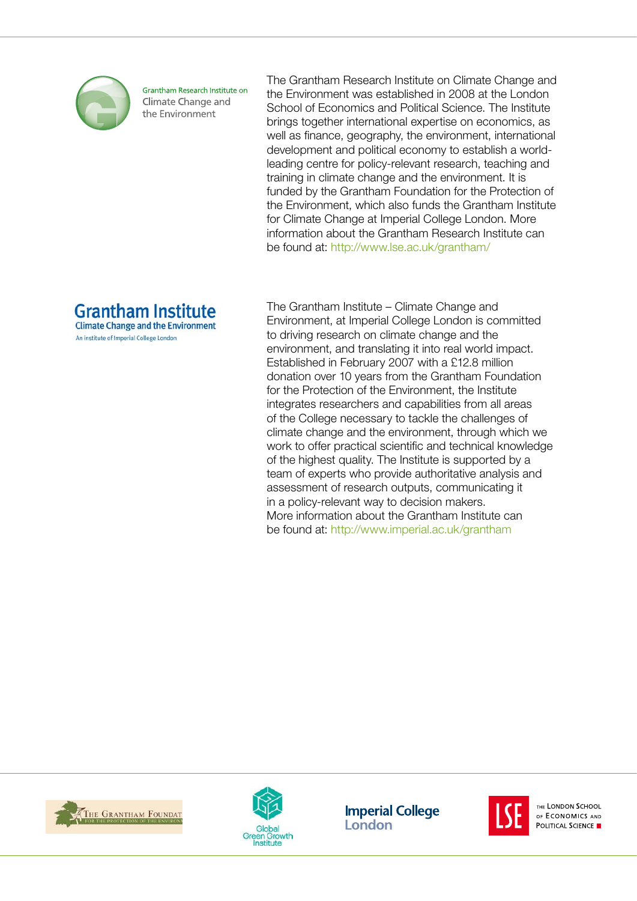Grantham Research Institute on Climate Change and the Environment

The Grantham Research Institute on Climate Change and the Environment was established in 2008 at the London School of Economics and Political Science. The Institute brings together international expertise on economics, as well as finance, geography, the environment, international development and political economy to establish a world-leading centre for policy-relevant research, teaching and training in climate change and the environment. It is funded by the Grantham Foundation for the Protection of the Environment, which also funds the Grantham Institute for Climate Change at Imperial College London. More information about the Grantham Research Institute can be found at: http://www.lse.ac.uk/grantham/

Grantham Institute
Climate Change and the Environment
An institute of Imperial College London

The Grantham Institute – Climate Change and Environment, at Imperial College London is committed to driving research on climate change and the environment, and translating it into real world impact. Established in February 2007 with a £12.8 million donation over 10 years from the Grantham Foundation for the Protection of the Environment, the Institute integrates researchers and capabilities from all areas of the College necessary to tackle the challenges of climate change and the environment, through which we work to offer practical scientific and technical knowledge of the highest quality. The Institute is supported by a team of experts who provide authoritative analysis and assessment of research outputs, communicating it in a policy-relevant way to decision makers.
More information about the Grantham Institute can be found at: http://www.imperial.ac.uk/grantham

The Grantham Foundation for the Protection of the Environment · Global Green Growth Institute · Imperial College London · The London School of Economics and Political Science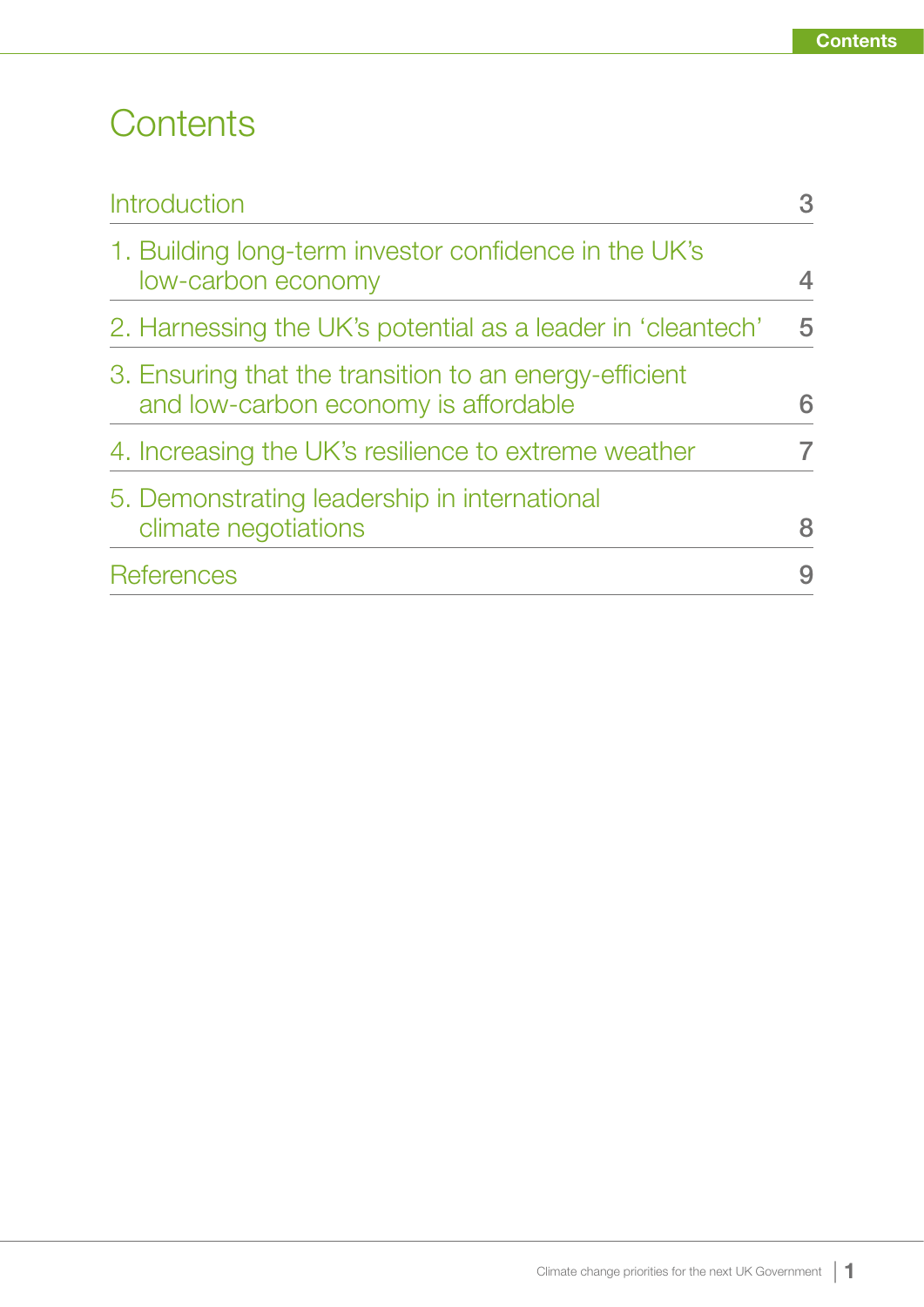# Contents

| | |
|---|---|
| Introduction | 3 |
| 1. Building long-term investor confidence in the UK's low-carbon economy | 4 |
| 2. Harnessing the UK's potential as a leader in 'cleantech' | 5 |
| 3. Ensuring that the transition to an energy-efficient and low-carbon economy is affordable | 6 |
| 4. Increasing the UK's resilience to extreme weather | 7 |
| 5. Demonstrating leadership in international climate negotiations | 8 |
| References | 9 |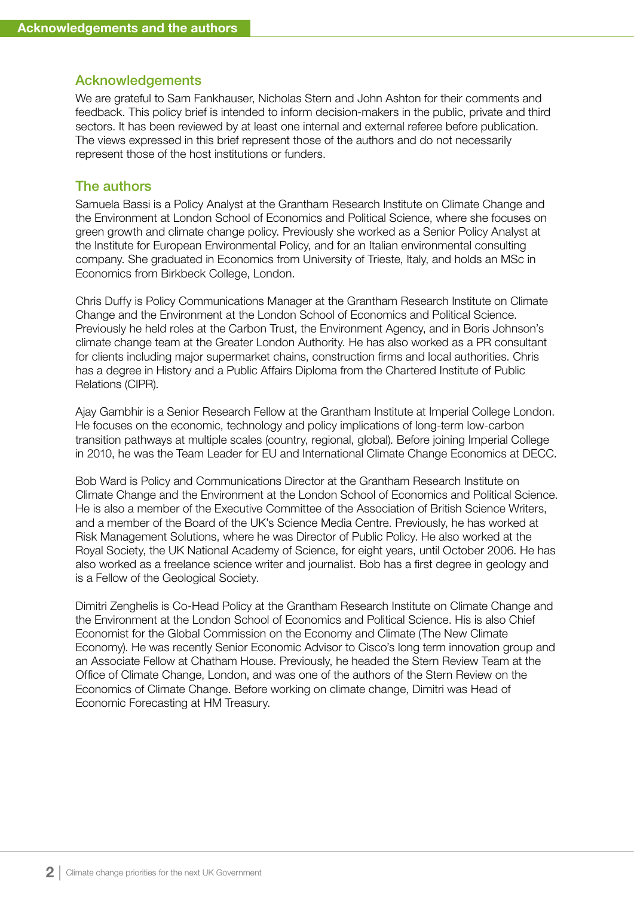# Acknowledgements and the authors

## Acknowledgements

We are grateful to Sam Fankhauser, Nicholas Stern and John Ashton for their comments and feedback. This policy brief is intended to inform decision-makers in the public, private and third sectors. It has been reviewed by at least one internal and external referee before publication. The views expressed in this brief represent those of the authors and do not necessarily represent those of the host institutions or funders.

## The authors

Samuela Bassi is a Policy Analyst at the Grantham Research Institute on Climate Change and the Environment at London School of Economics and Political Science, where she focuses on green growth and climate change policy. Previously she worked as a Senior Policy Analyst at the Institute for European Environmental Policy, and for an Italian environmental consulting company. She graduated in Economics from University of Trieste, Italy, and holds an MSc in Economics from Birkbeck College, London.

Chris Duffy is Policy Communications Manager at the Grantham Research Institute on Climate Change and the Environment at the London School of Economics and Political Science. Previously he held roles at the Carbon Trust, the Environment Agency, and in Boris Johnson's climate change team at the Greater London Authority. He has also worked as a PR consultant for clients including major supermarket chains, construction firms and local authorities. Chris has a degree in History and a Public Affairs Diploma from the Chartered Institute of Public Relations (CIPR).

Ajay Gambhir is a Senior Research Fellow at the Grantham Institute at Imperial College London. He focuses on the economic, technology and policy implications of long-term low-carbon transition pathways at multiple scales (country, regional, global). Before joining Imperial College in 2010, he was the Team Leader for EU and International Climate Change Economics at DECC.

Bob Ward is Policy and Communications Director at the Grantham Research Institute on Climate Change and the Environment at the London School of Economics and Political Science. He is also a member of the Executive Committee of the Association of British Science Writers, and a member of the Board of the UK's Science Media Centre. Previously, he has worked at Risk Management Solutions, where he was Director of Public Policy. He also worked at the Royal Society, the UK National Academy of Science, for eight years, until October 2006. He has also worked as a freelance science writer and journalist. Bob has a first degree in geology and is a Fellow of the Geological Society.

Dimitri Zenghelis is Co-Head Policy at the Grantham Research Institute on Climate Change and the Environment at the London School of Economics and Political Science. His is also Chief Economist for the Global Commission on the Economy and Climate (The New Climate Economy). He was recently Senior Economic Advisor to Cisco's long term innovation group and an Associate Fellow at Chatham House. Previously, he headed the Stern Review Team at the Office of Climate Change, London, and was one of the authors of the Stern Review on the Economics of Climate Change. Before working on climate change, Dimitri was Head of Economic Forecasting at HM Treasury.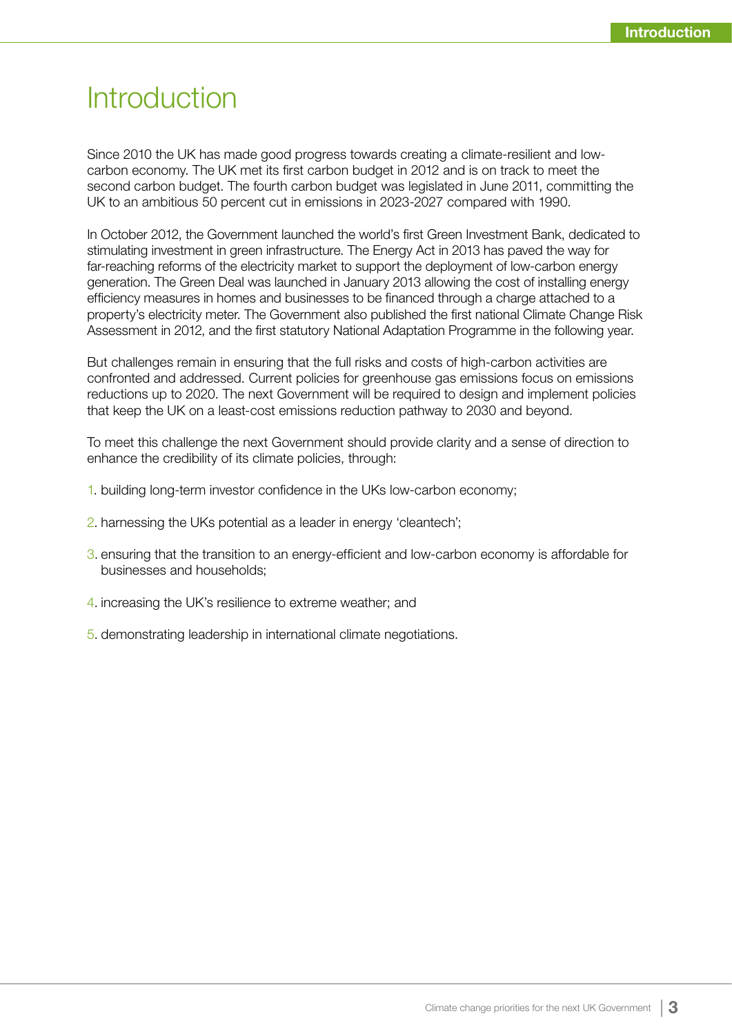# Introduction

Since 2010 the UK has made good progress towards creating a climate-resilient and low-carbon economy. The UK met its first carbon budget in 2012 and is on track to meet the second carbon budget. The fourth carbon budget was legislated in June 2011, committing the UK to an ambitious 50 percent cut in emissions in 2023-2027 compared with 1990.

In October 2012, the Government launched the world's first Green Investment Bank, dedicated to stimulating investment in green infrastructure. The Energy Act in 2013 has paved the way for far-reaching reforms of the electricity market to support the deployment of low-carbon energy generation. The Green Deal was launched in January 2013 allowing the cost of installing energy efficiency measures in homes and businesses to be financed through a charge attached to a property's electricity meter. The Government also published the first national Climate Change Risk Assessment in 2012, and the first statutory National Adaptation Programme in the following year.

But challenges remain in ensuring that the full risks and costs of high-carbon activities are confronted and addressed. Current policies for greenhouse gas emissions focus on emissions reductions up to 2020. The next Government will be required to design and implement policies that keep the UK on a least-cost emissions reduction pathway to 2030 and beyond.

To meet this challenge the next Government should provide clarity and a sense of direction to enhance the credibility of its climate policies, through:

1. building long-term investor confidence in the UKs low-carbon economy;
2. harnessing the UKs potential as a leader in energy 'cleantech';
3. ensuring that the transition to an energy-efficient and low-carbon economy is affordable for businesses and households;
4. increasing the UK's resilience to extreme weather; and
5. demonstrating leadership in international climate negotiations.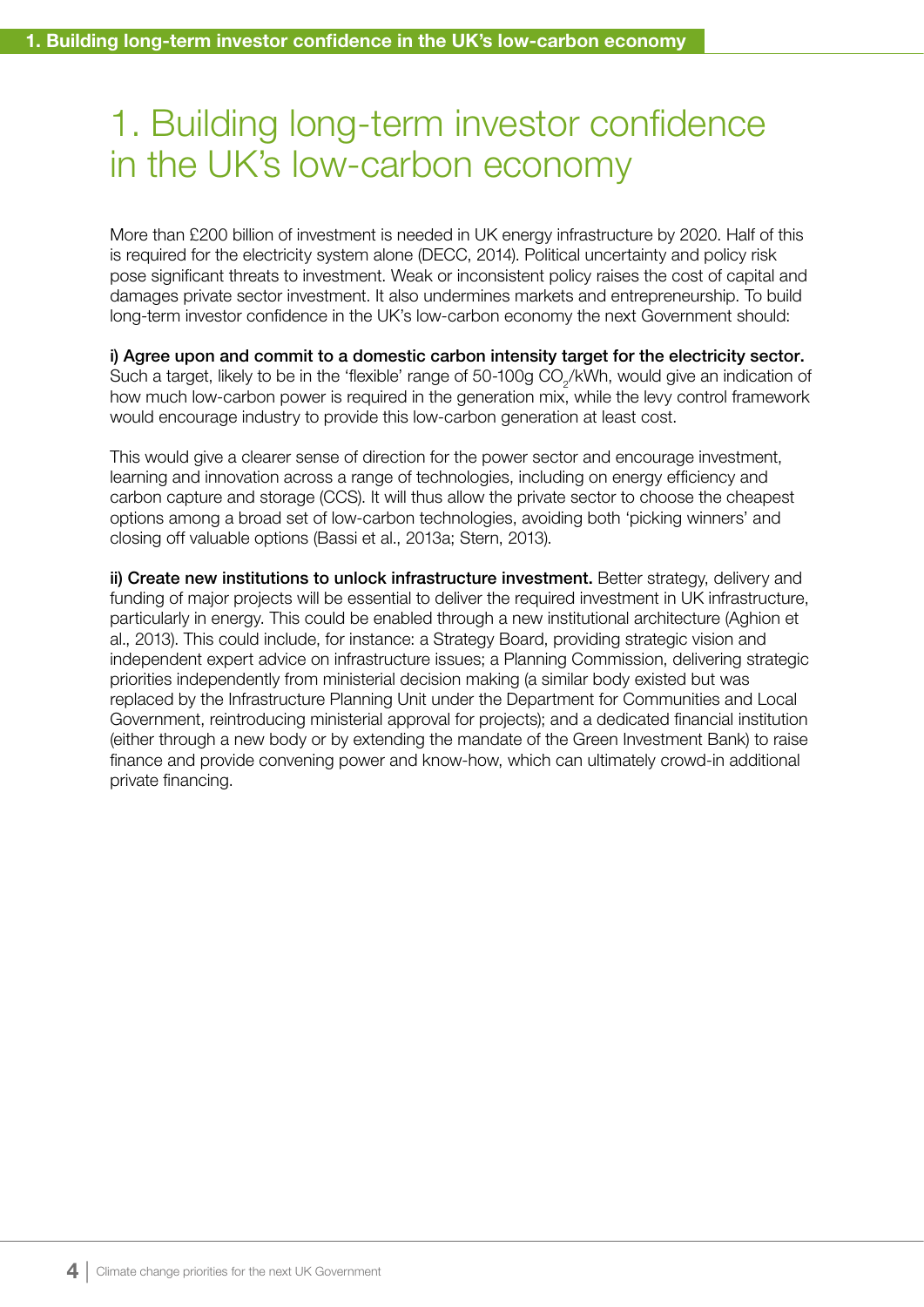# 1. Building long-term investor confidence in the UK's low-carbon economy

More than £200 billion of investment is needed in UK energy infrastructure by 2020. Half of this is required for the electricity system alone (DECC, 2014). Political uncertainty and policy risk pose significant threats to investment. Weak or inconsistent policy raises the cost of capital and damages private sector investment. It also undermines markets and entrepreneurship. To build long-term investor confidence in the UK's low-carbon economy the next Government should:

**i) Agree upon and commit to a domestic carbon intensity target for the electricity sector.** Such a target, likely to be in the 'flexible' range of 50-100g $CO_2$/kWh, would give an indication of how much low-carbon power is required in the generation mix, while the levy control framework would encourage industry to provide this low-carbon generation at least cost.

This would give a clearer sense of direction for the power sector and encourage investment, learning and innovation across a range of technologies, including on energy efficiency and carbon capture and storage (CCS). It will thus allow the private sector to choose the cheapest options among a broad set of low-carbon technologies, avoiding both 'picking winners' and closing off valuable options (Bassi et al., 2013a; Stern, 2013).

**ii) Create new institutions to unlock infrastructure investment.** Better strategy, delivery and funding of major projects will be essential to deliver the required investment in UK infrastructure, particularly in energy. This could be enabled through a new institutional architecture (Aghion et al., 2013). This could include, for instance: a Strategy Board, providing strategic vision and independent expert advice on infrastructure issues; a Planning Commission, delivering strategic priorities independently from ministerial decision making (a similar body existed but was replaced by the Infrastructure Planning Unit under the Department for Communities and Local Government, reintroducing ministerial approval for projects); and a dedicated financial institution (either through a new body or by extending the mandate of the Green Investment Bank) to raise finance and provide convening power and know-how, which can ultimately crowd-in additional private financing.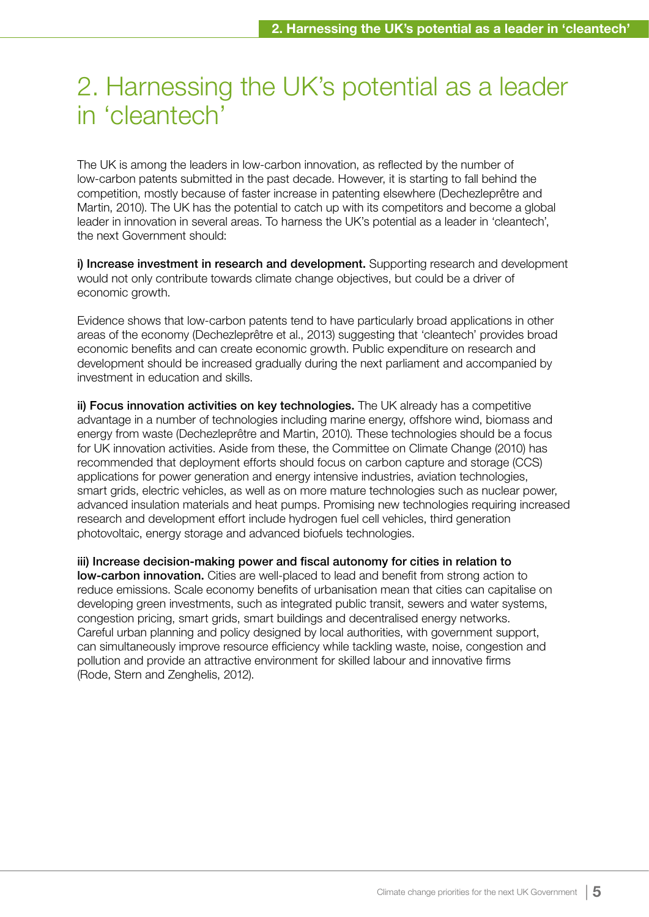# 2. Harnessing the UK's potential as a leader in 'cleantech'

The UK is among the leaders in low-carbon innovation, as reflected by the number of low-carbon patents submitted in the past decade. However, it is starting to fall behind the competition, mostly because of faster increase in patenting elsewhere (Dechezleprêtre and Martin, 2010). The UK has the potential to catch up with its competitors and become a global leader in innovation in several areas. To harness the UK's potential as a leader in 'cleantech', the next Government should:

**i) Increase investment in research and development.** Supporting research and development would not only contribute towards climate change objectives, but could be a driver of economic growth.

Evidence shows that low-carbon patents tend to have particularly broad applications in other areas of the economy (Dechezleprêtre et al., 2013) suggesting that 'cleantech' provides broad economic benefits and can create economic growth. Public expenditure on research and development should be increased gradually during the next parliament and accompanied by investment in education and skills.

**ii) Focus innovation activities on key technologies.** The UK already has a competitive advantage in a number of technologies including marine energy, offshore wind, biomass and energy from waste (Dechezleprêtre and Martin, 2010). These technologies should be a focus for UK innovation activities. Aside from these, the Committee on Climate Change (2010) has recommended that deployment efforts should focus on carbon capture and storage (CCS) applications for power generation and energy intensive industries, aviation technologies, smart grids, electric vehicles, as well as on more mature technologies such as nuclear power, advanced insulation materials and heat pumps. Promising new technologies requiring increased research and development effort include hydrogen fuel cell vehicles, third generation photovoltaic, energy storage and advanced biofuels technologies.

**iii) Increase decision-making power and fiscal autonomy for cities in relation to low-carbon innovation.** Cities are well-placed to lead and benefit from strong action to reduce emissions. Scale economy benefits of urbanisation mean that cities can capitalise on developing green investments, such as integrated public transit, sewers and water systems, congestion pricing, smart grids, smart buildings and decentralised energy networks. Careful urban planning and policy designed by local authorities, with government support, can simultaneously improve resource efficiency while tackling waste, noise, congestion and pollution and provide an attractive environment for skilled labour and innovative firms (Rode, Stern and Zenghelis, 2012).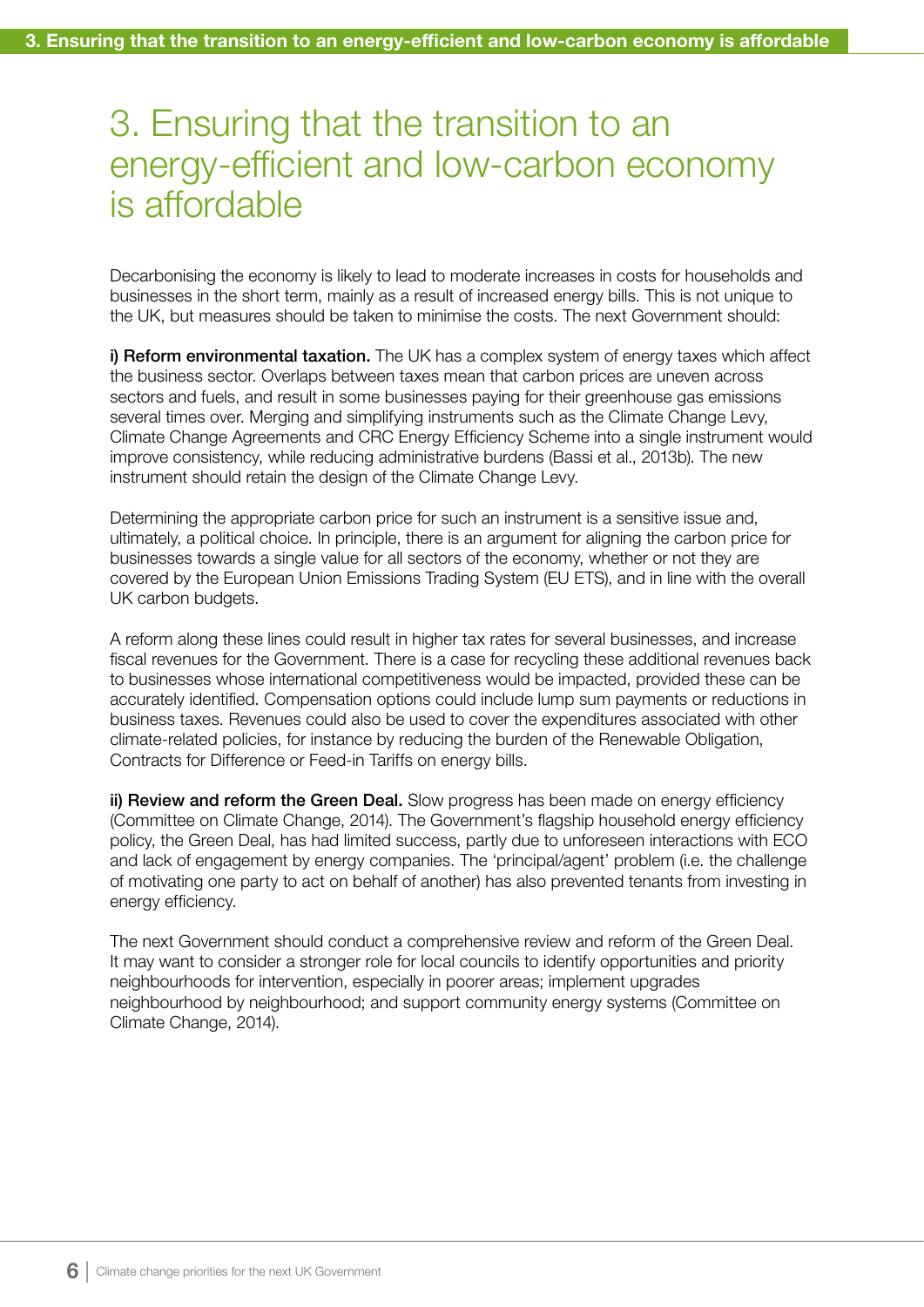# 3. Ensuring that the transition to an energy-efficient and low-carbon economy is affordable

Decarbonising the economy is likely to lead to moderate increases in costs for households and businesses in the short term, mainly as a result of increased energy bills. This is not unique to the UK, but measures should be taken to minimise the costs. The next Government should:

**i) Reform environmental taxation.** The UK has a complex system of energy taxes which affect the business sector. Overlaps between taxes mean that carbon prices are uneven across sectors and fuels, and result in some businesses paying for their greenhouse gas emissions several times over. Merging and simplifying instruments such as the Climate Change Levy, Climate Change Agreements and CRC Energy Efficiency Scheme into a single instrument would improve consistency, while reducing administrative burdens (Bassi et al., 2013b). The new instrument should retain the design of the Climate Change Levy.

Determining the appropriate carbon price for such an instrument is a sensitive issue and, ultimately, a political choice. In principle, there is an argument for aligning the carbon price for businesses towards a single value for all sectors of the economy, whether or not they are covered by the European Union Emissions Trading System (EU ETS), and in line with the overall UK carbon budgets.

A reform along these lines could result in higher tax rates for several businesses, and increase fiscal revenues for the Government. There is a case for recycling these additional revenues back to businesses whose international competitiveness would be impacted, provided these can be accurately identified. Compensation options could include lump sum payments or reductions in business taxes. Revenues could also be used to cover the expenditures associated with other climate-related policies, for instance by reducing the burden of the Renewable Obligation, Contracts for Difference or Feed-in Tariffs on energy bills.

**ii) Review and reform the Green Deal.** Slow progress has been made on energy efficiency (Committee on Climate Change, 2014). The Government's flagship household energy efficiency policy, the Green Deal, has had limited success, partly due to unforeseen interactions with ECO and lack of engagement by energy companies. The 'principal/agent' problem (i.e. the challenge of motivating one party to act on behalf of another) has also prevented tenants from investing in energy efficiency.

The next Government should conduct a comprehensive review and reform of the Green Deal. It may want to consider a stronger role for local councils to identify opportunities and priority neighbourhoods for intervention, especially in poorer areas; implement upgrades neighbourhood by neighbourhood; and support community energy systems (Committee on Climate Change, 2014).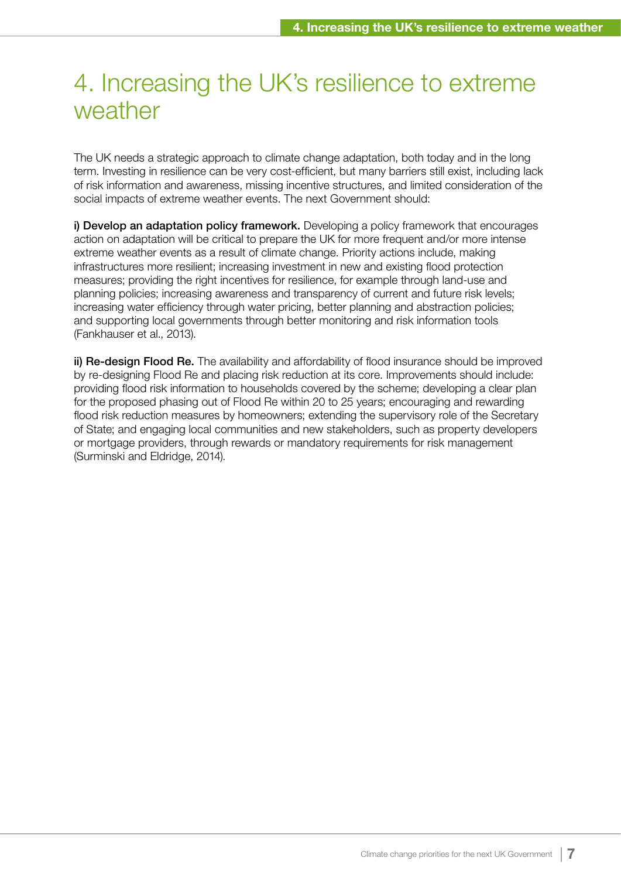# 4. Increasing the UK's resilience to extreme weather

The UK needs a strategic approach to climate change adaptation, both today and in the long term. Investing in resilience can be very cost-efficient, but many barriers still exist, including lack of risk information and awareness, missing incentive structures, and limited consideration of the social impacts of extreme weather events. The next Government should:

**i) Develop an adaptation policy framework.** Developing a policy framework that encourages action on adaptation will be critical to prepare the UK for more frequent and/or more intense extreme weather events as a result of climate change. Priority actions include, making infrastructures more resilient; increasing investment in new and existing flood protection measures; providing the right incentives for resilience, for example through land-use and planning policies; increasing awareness and transparency of current and future risk levels; increasing water efficiency through water pricing, better planning and abstraction policies; and supporting local governments through better monitoring and risk information tools (Fankhauser et al., 2013).

**ii) Re-design Flood Re.** The availability and affordability of flood insurance should be improved by re-designing Flood Re and placing risk reduction at its core. Improvements should include: providing flood risk information to households covered by the scheme; developing a clear plan for the proposed phasing out of Flood Re within 20 to 25 years; encouraging and rewarding flood risk reduction measures by homeowners; extending the supervisory role of the Secretary of State; and engaging local communities and new stakeholders, such as property developers or mortgage providers, through rewards or mandatory requirements for risk management (Surminski and Eldridge, 2014).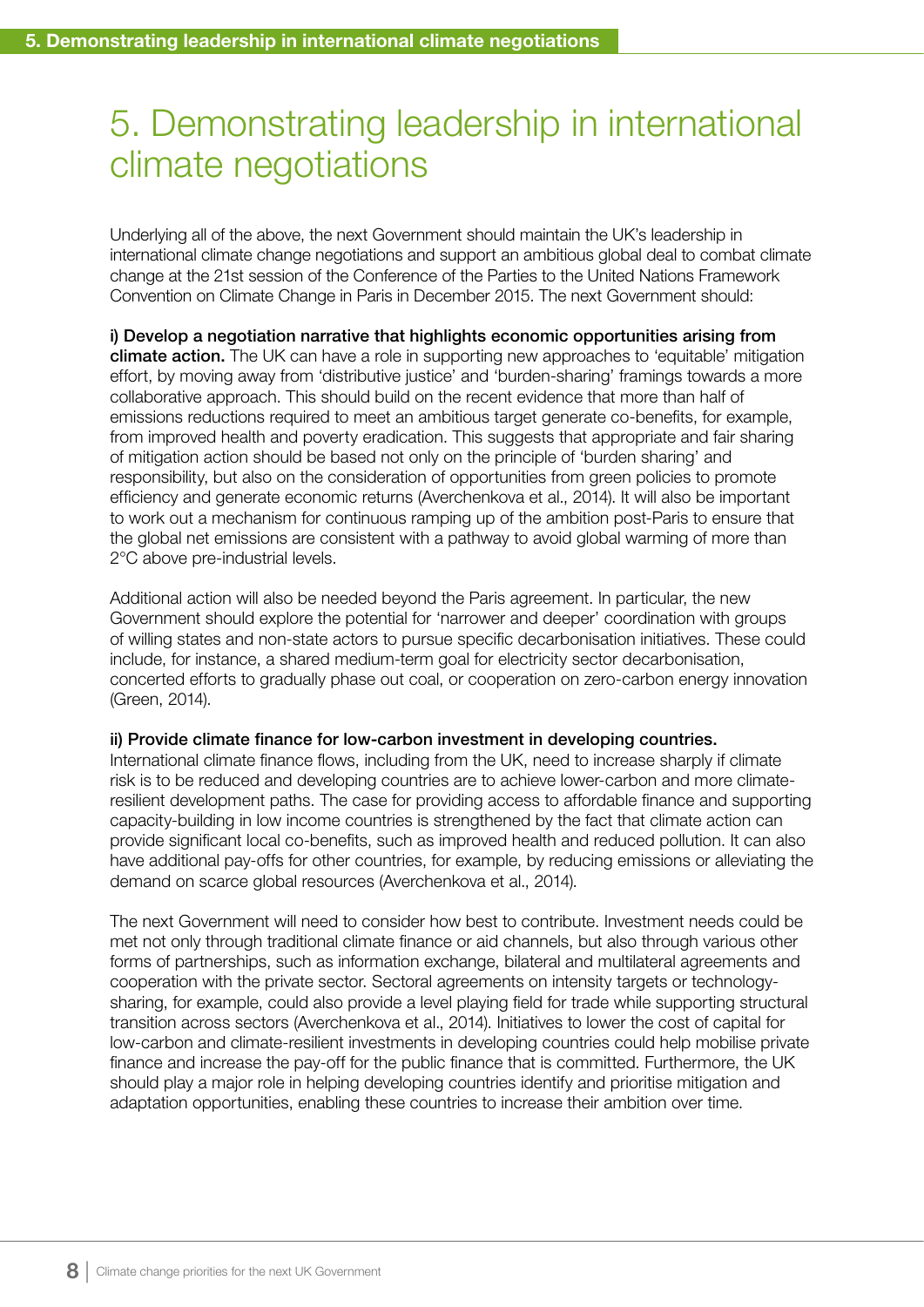# 5. Demonstrating leadership in international climate negotiations

Underlying all of the above, the next Government should maintain the UK's leadership in international climate change negotiations and support an ambitious global deal to combat climate change at the 21st session of the Conference of the Parties to the United Nations Framework Convention on Climate Change in Paris in December 2015. The next Government should:

**i) Develop a negotiation narrative that highlights economic opportunities arising from climate action.** The UK can have a role in supporting new approaches to 'equitable' mitigation effort, by moving away from 'distributive justice' and 'burden-sharing' framings towards a more collaborative approach. This should build on the recent evidence that more than half of emissions reductions required to meet an ambitious target generate co-benefits, for example, from improved health and poverty eradication. This suggests that appropriate and fair sharing of mitigation action should be based not only on the principle of 'burden sharing' and responsibility, but also on the consideration of opportunities from green policies to promote efficiency and generate economic returns (Averchenkova et al., 2014). It will also be important to work out a mechanism for continuous ramping up of the ambition post-Paris to ensure that the global net emissions are consistent with a pathway to avoid global warming of more than 2°C above pre-industrial levels.

Additional action will also be needed beyond the Paris agreement. In particular, the new Government should explore the potential for 'narrower and deeper' coordination with groups of willing states and non-state actors to pursue specific decarbonisation initiatives. These could include, for instance, a shared medium-term goal for electricity sector decarbonisation, concerted efforts to gradually phase out coal, or cooperation on zero-carbon energy innovation (Green, 2014).

**ii) Provide climate finance for low-carbon investment in developing countries.** International climate finance flows, including from the UK, need to increase sharply if climate risk is to be reduced and developing countries are to achieve lower-carbon and more climate-resilient development paths. The case for providing access to affordable finance and supporting capacity-building in low income countries is strengthened by the fact that climate action can provide significant local co-benefits, such as improved health and reduced pollution. It can also have additional pay-offs for other countries, for example, by reducing emissions or alleviating the demand on scarce global resources (Averchenkova et al., 2014).

The next Government will need to consider how best to contribute. Investment needs could be met not only through traditional climate finance or aid channels, but also through various other forms of partnerships, such as information exchange, bilateral and multilateral agreements and cooperation with the private sector. Sectoral agreements on intensity targets or technology-sharing, for example, could also provide a level playing field for trade while supporting structural transition across sectors (Averchenkova et al., 2014). Initiatives to lower the cost of capital for low-carbon and climate-resilient investments in developing countries could help mobilise private finance and increase the pay-off for the public finance that is committed. Furthermore, the UK should play a major role in helping developing countries identify and prioritise mitigation and adaptation opportunities, enabling these countries to increase their ambition over time.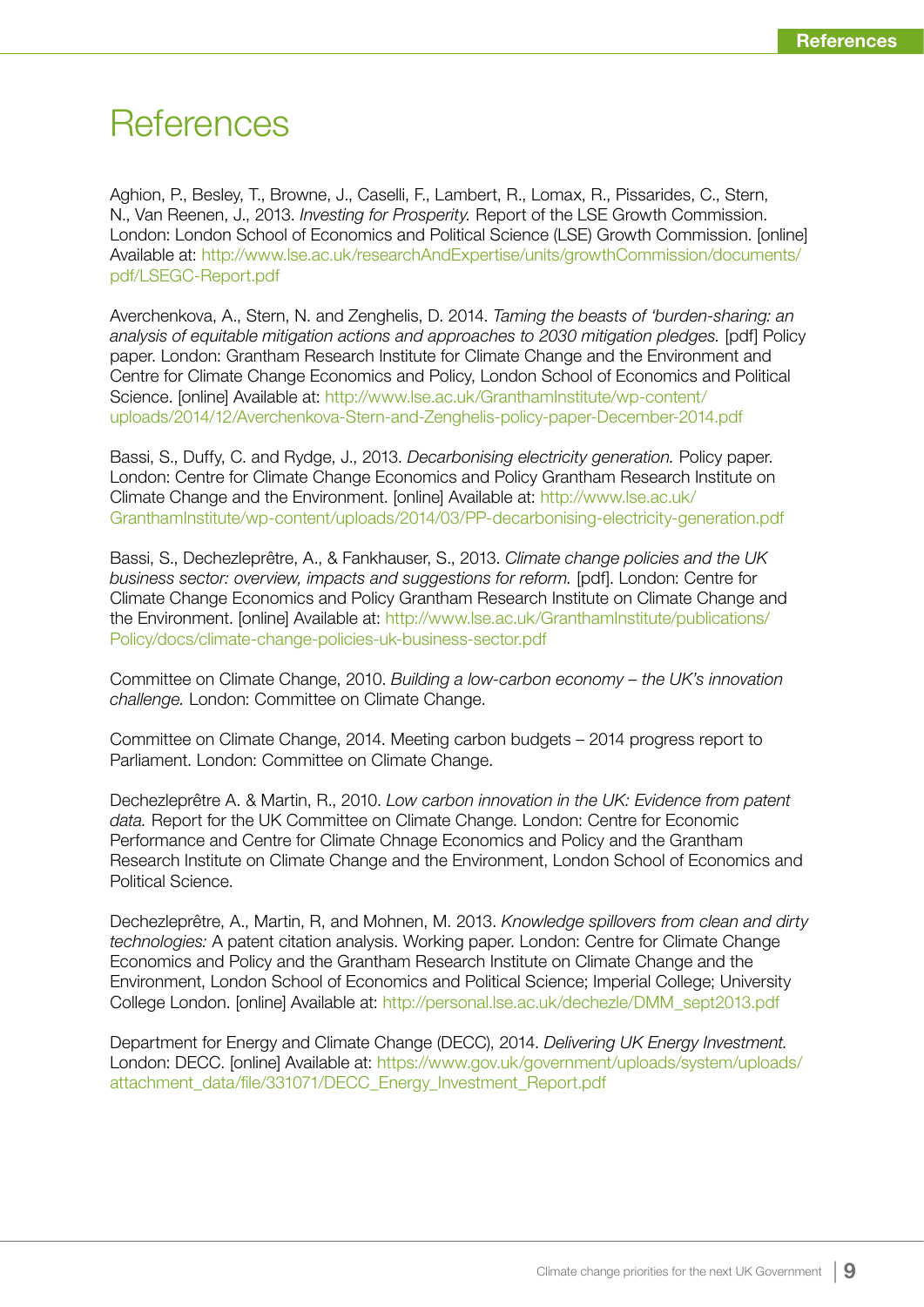# References

Aghion, P., Besley, T., Browne, J., Caselli, F., Lambert, R., Lomax, R., Pissarides, C., Stern, N., Van Reenen, J., 2013. *Investing for Prosperity.* Report of the LSE Growth Commission. London: London School of Economics and Political Science (LSE) Growth Commission. [online] Available at: http://www.lse.ac.uk/researchAndExpertise/units/growthCommission/documents/pdf/LSEGC-Report.pdf

Averchenkova, A., Stern, N. and Zenghelis, D. 2014. *Taming the beasts of 'burden-sharing: an analysis of equitable mitigation actions and approaches to 2030 mitigation pledges.* [pdf] Policy paper. London: Grantham Research Institute for Climate Change and the Environment and Centre for Climate Change Economics and Policy, London School of Economics and Political Science. [online] Available at: http://www.lse.ac.uk/GranthamInstitute/wp-content/uploads/2014/12/Averchenkova-Stern-and-Zenghelis-policy-paper-December-2014.pdf

Bassi, S., Duffy, C. and Rydge, J., 2013. *Decarbonising electricity generation.* Policy paper. London: Centre for Climate Change Economics and Policy Grantham Research Institute on Climate Change and the Environment. [online] Available at: http://www.lse.ac.uk/GranthamInstitute/wp-content/uploads/2014/03/PP-decarbonising-electricity-generation.pdf

Bassi, S., Dechezleprêtre, A., & Fankhauser, S., 2013. *Climate change policies and the UK business sector: overview, impacts and suggestions for reform.* [pdf]. London: Centre for Climate Change Economics and Policy Grantham Research Institute on Climate Change and the Environment. [online] Available at: http://www.lse.ac.uk/GranthamInstitute/publications/Policy/docs/climate-change-policies-uk-business-sector.pdf

Committee on Climate Change, 2010. *Building a low-carbon economy – the UK's innovation challenge.* London: Committee on Climate Change.

Committee on Climate Change, 2014. Meeting carbon budgets – 2014 progress report to Parliament. London: Committee on Climate Change.

Dechezleprêtre A. & Martin, R., 2010. *Low carbon innovation in the UK: Evidence from patent data.* Report for the UK Committee on Climate Change. London: Centre for Economic Performance and Centre for Climate Chnage Economics and Policy and the Grantham Research Institute on Climate Change and the Environment, London School of Economics and Political Science.

Dechezleprêtre, A., Martin, R, and Mohnen, M. 2013. *Knowledge spillovers from clean and dirty technologies:* A patent citation analysis. Working paper. London: Centre for Climate Change Economics and Policy and the Grantham Research Institute on Climate Change and the Environment, London School of Economics and Political Science; Imperial College; University College London. [online] Available at: http://personal.lse.ac.uk/dechezle/DMM_sept2013.pdf

Department for Energy and Climate Change (DECC), 2014. *Delivering UK Energy Investment.* London: DECC. [online] Available at: https://www.gov.uk/government/uploads/system/uploads/attachment_data/file/331071/DECC_Energy_Investment_Report.pdf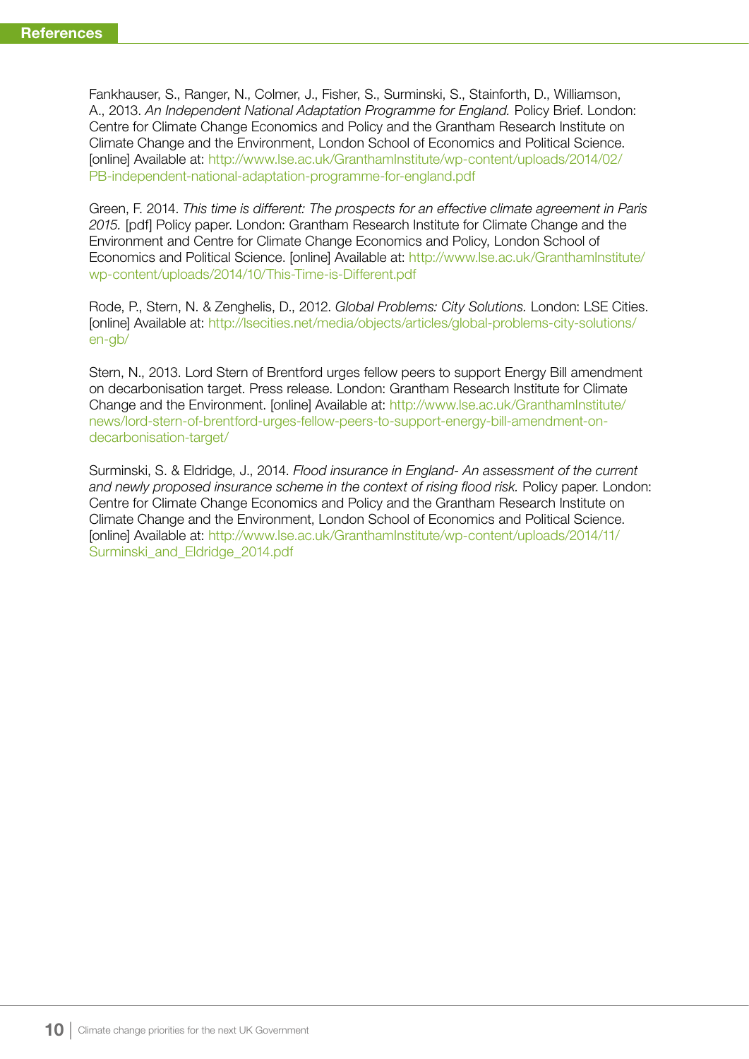## References

Fankhauser, S., Ranger, N., Colmer, J., Fisher, S., Surminski, S., Stainforth, D., Williamson, A., 2013. *An Independent National Adaptation Programme for England.* Policy Brief. London: Centre for Climate Change Economics and Policy and the Grantham Research Institute on Climate Change and the Environment, London School of Economics and Political Science. [online] Available at: http://www.lse.ac.uk/GranthamInstitute/wp-content/uploads/2014/02/PB-independent-national-adaptation-programme-for-england.pdf

Green, F. 2014. *This time is different: The prospects for an effective climate agreement in Paris 2015.* [pdf] Policy paper. London: Grantham Research Institute for Climate Change and the Environment and Centre for Climate Change Economics and Policy, London School of Economics and Political Science. [online] Available at: http://www.lse.ac.uk/GranthamInstitute/wp-content/uploads/2014/10/This-Time-is-Different.pdf

Rode, P., Stern, N. & Zenghelis, D., 2012. *Global Problems: City Solutions.* London: LSE Cities. [online] Available at: http://lsecities.net/media/objects/articles/global-problems-city-solutions/en-gb/

Stern, N., 2013. Lord Stern of Brentford urges fellow peers to support Energy Bill amendment on decarbonisation target. Press release. London: Grantham Research Institute for Climate Change and the Environment. [online] Available at: http://www.lse.ac.uk/GranthamInstitute/news/lord-stern-of-brentford-urges-fellow-peers-to-support-energy-bill-amendment-on-decarbonisation-target/

Surminski, S. & Eldridge, J., 2014. *Flood insurance in England- An assessment of the current and newly proposed insurance scheme in the context of rising flood risk.* Policy paper. London: Centre for Climate Change Economics and Policy and the Grantham Research Institute on Climate Change and the Environment, London School of Economics and Political Science. [online] Available at: http://www.lse.ac.uk/GranthamInstitute/wp-content/uploads/2014/11/Surminski_and_Eldridge_2014.pdf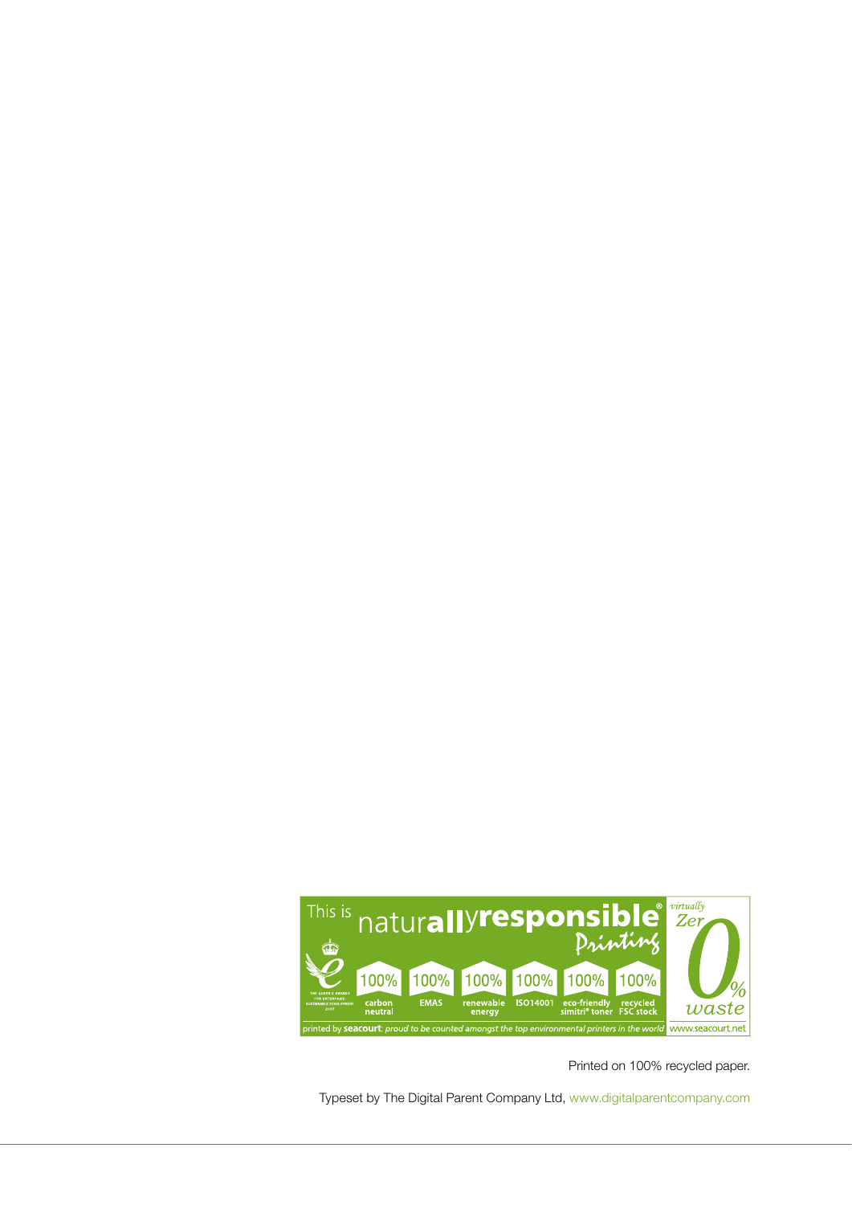This is naturallyresponsible® Printing

| 100% | 100% | 100% | 100% | 100% | 100% |
| --- | --- | --- | --- | --- | --- |
| carbon neutral | EMAS | renewable energy | ISO14001 | eco-friendly simitri® toner | recycled FSC stock |

virtually Zer0% waste

printed by seacourt: proud to be counted amongst the top environmental printers in the world

www.seacourt.net

Printed on 100% recycled paper.

Typeset by The Digital Parent Company Ltd, www.digitalparentcompany.com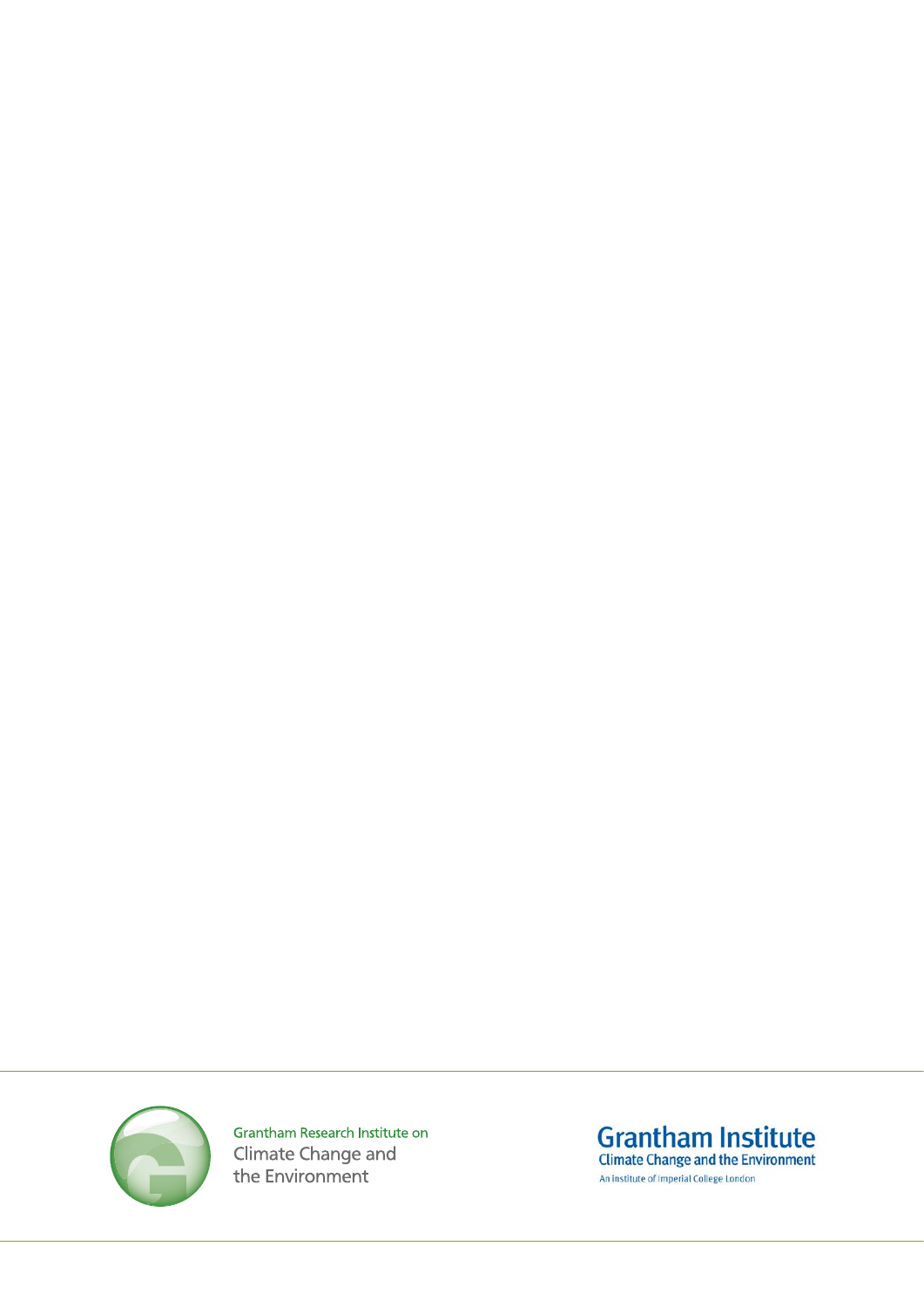Grantham Research Institute on Climate Change and the Environment

Grantham Institute
Climate Change and the Environment
An institute of Imperial College London